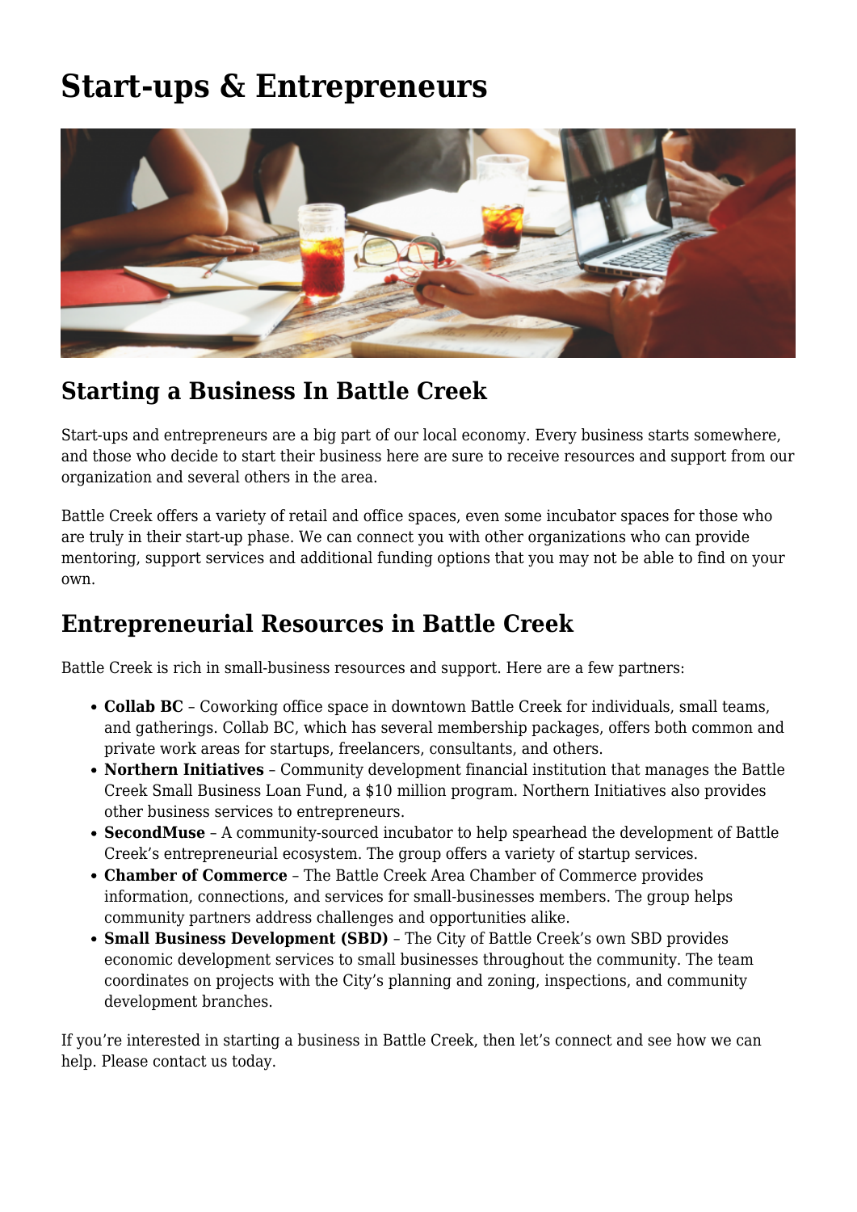# Start-ups & Entrepreneurs

## Starting a Business In Battle Creek

Start-ups and entrepreneurs are a big part of our local economy. Every business starts somewhere, and those who decide to start their business here are sure to receive resources and support from our organization and several others in the area.

Battle Creek offers a variety of retail and office spaces, even some incubator spaces for those who are truly in their start-up phase. We can connect you with other organizations who can provide mentoring, support services and additional funding options that you may not be able to find on your own.

## Entrepreneurial Resources in Battle Creek

Battle Creek is rich in small-business resources and support. Here are a few partners:

- **Collab BC** – Coworking office space in downtown Battle Creek for individuals, small teams, and gatherings. Collab BC, which has several membership packages, offers both common and private work areas for startups, freelancers, consultants, and others.
- **Northern Initiatives** – Community development financial institution that manages the Battle Creek Small Business Loan Fund, a $10 million program. Northern Initiatives also provides other business services to entrepreneurs.
- **SecondMuse** – A community-sourced incubator to help spearhead the development of Battle Creek's entrepreneurial ecosystem. The group offers a variety of startup services.
- **Chamber of Commerce** – The Battle Creek Area Chamber of Commerce provides information, connections, and services for small-businesses members. The group helps community partners address challenges and opportunities alike.
- **Small Business Development (SBD)** – The City of Battle Creek's own SBD provides economic development services to small businesses throughout the community. The team coordinates on projects with the City's planning and zoning, inspections, and community development branches.

If you're interested in starting a business in Battle Creek, then let's connect and see how we can help. Please contact us today.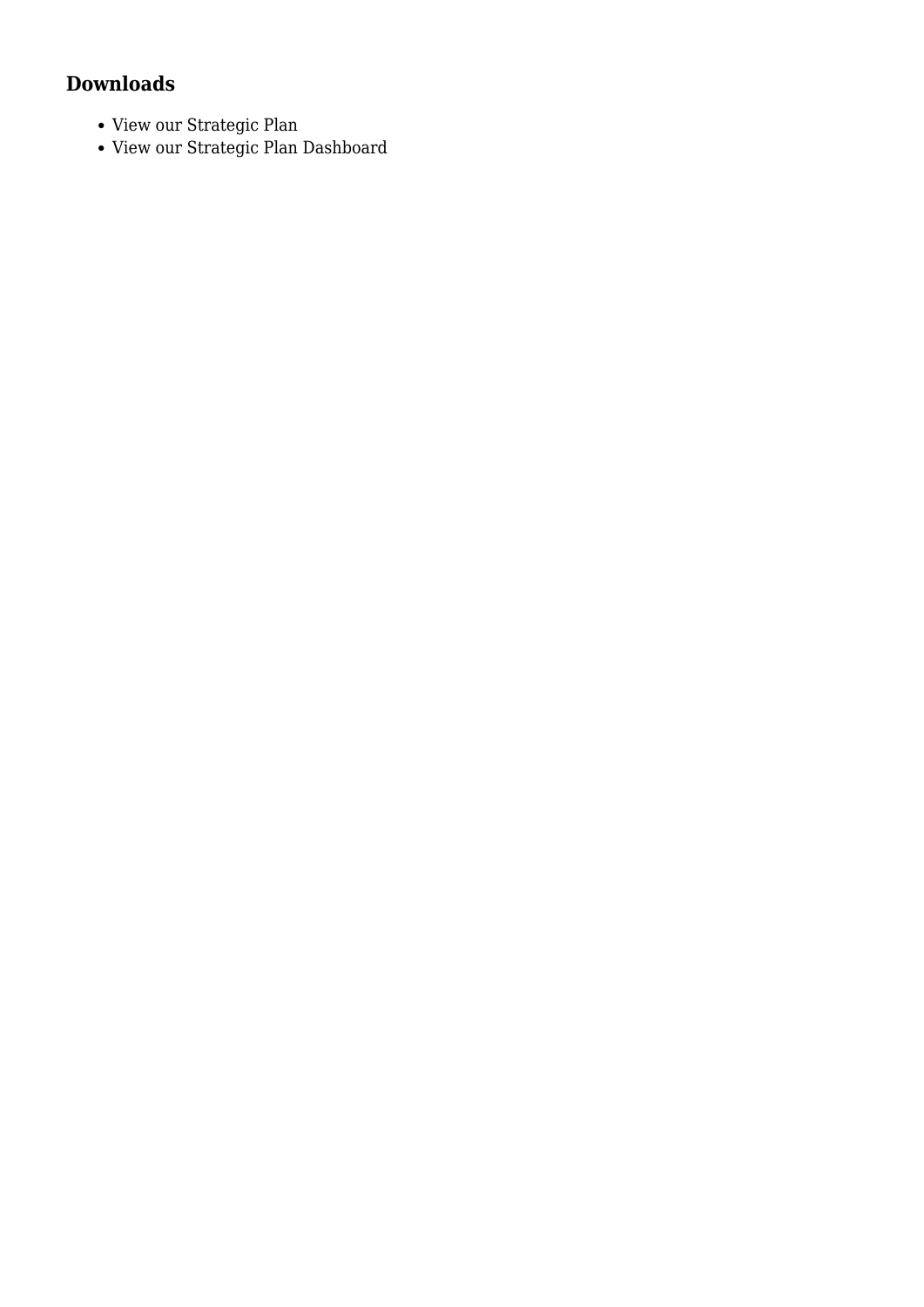### Downloads

- View our Strategic Plan
- View our Strategic Plan Dashboard